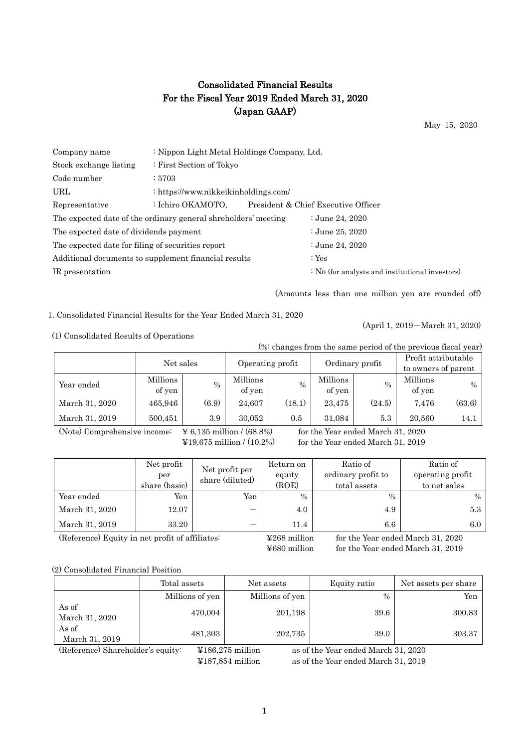# Consolidated Financial Results
# For the Fiscal Year 2019 Ended March 31, 2020
# (Japan GAAP)

May 15, 2020

| | |
|---|---|
| Company name | : Nippon Light Metal Holdings Company, Ltd. |
| Stock exchange listing | : First Section of Tokyo |
| Code number | : 5703 |
| URL | : https://www.nikkeikinholdings.com/ |
| Representative | : Ichiro OKAMOTO, President & Chief Executive Officer |

| | |
|---|---|
| The expected date of the ordinary general shreholders' meeting | : June 24, 2020 |
| The expected date of dividends payment | : June 25, 2020 |
| The expected date for filing of securities report | : June 24, 2020 |
| Additional documents to supplement financial results | : Yes |
| IR presentation | : No (for analysts and institutional investors) |

(Amounts less than one million yen are rounded off)

1. Consolidated Financial Results for the Year Ended March 31, 2020

(April 1, 2019－March 31, 2020)

(1) Consolidated Results of Operations

(%: changes from the same period of the previous fiscal year)

| | Net sales | | Operating profit | | Ordinary profit | | Profit attributable to owners of parent | |
|---|---|---|---|---|---|---|---|---|
| Year ended | Millions of yen | % | Millions of yen | % | Millions of yen | % | Millions of yen | % |
| March 31, 2020 | 465,946 | (6.9) | 24,607 | (18.1) | 23,475 | (24.5) | 7,476 | (63.6) |
| March 31, 2019 | 500,451 | 3.9 | 30,052 | 0.5 | 31,084 | 5.3 | 20,560 | 14.1 |

(Note) Comprehensive income: ¥ 6,135 million / (68.8%) for the Year ended March 31, 2020
¥19,675 million / (10.2%) for the Year ended March 31, 2019

| | Net profit per share (basic) | Net profit per share (diluted) | Return on equity (ROE) | Ratio of ordinary profit to total assets | Ratio of operating profit to net sales |
|---|---|---|---|---|---|
| Year ended | Yen | Yen | % | % | % |
| March 31, 2020 | 12.07 | － | 4.0 | 4.9 | 5.3 |
| March 31, 2019 | 33.20 | － | 11.4 | 6.6 | 6.0 |

(Reference) Equity in net profit of affiliates: ¥268 million for the Year ended March 31, 2020
¥680 million for the Year ended March 31, 2019

(2) Consolidated Financial Position

| | Total assets | Net assets | Equity ratio | Net assets per share |
|---|---|---|---|---|
| | Millions of yen | Millions of yen | % | Yen |
| As of March 31, 2020 | 470,004 | 201,198 | 39.6 | 300.83 |
| As of March 31, 2019 | 481,303 | 202,735 | 39.0 | 303.37 |

(Reference) Shareholder's equity: ¥186,275 million as of the Year ended March 31, 2020
¥187,854 million as of the Year ended March 31, 2019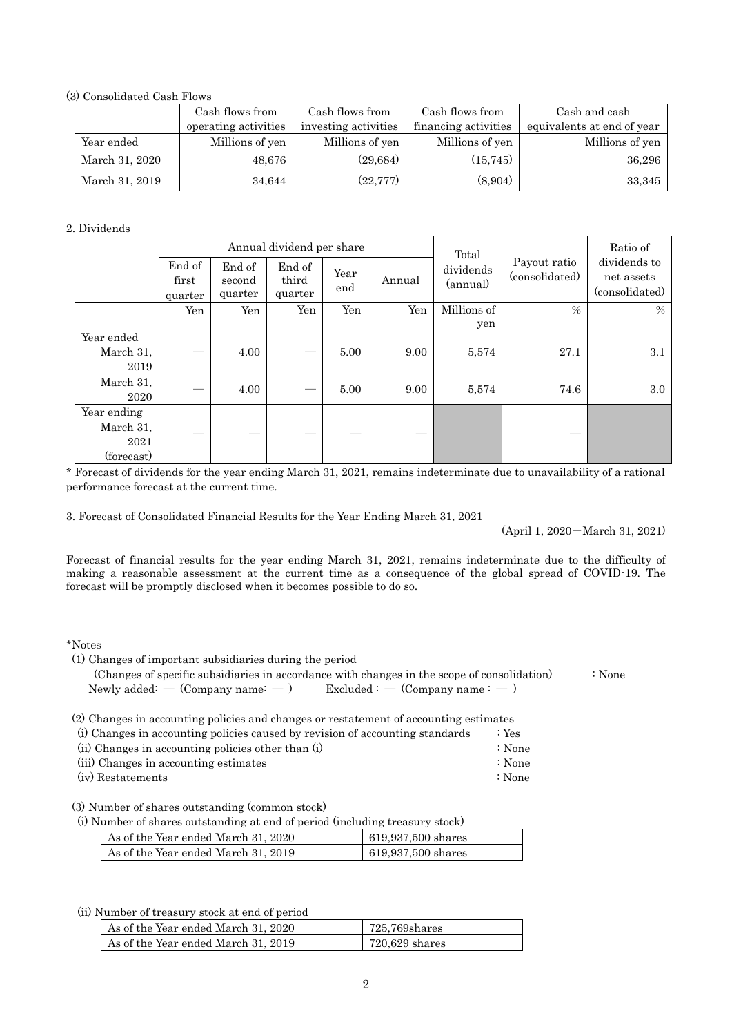(3) Consolidated Cash Flows

| | Cash flows from operating activities | Cash flows from investing activities | Cash flows from financing activities | Cash and cash equivalents at end of year |
|---|---|---|---|---|
| Year ended | Millions of yen | Millions of yen | Millions of yen | Millions of yen |
| March 31, 2020 | 48,676 | (29,684) | (15,745) | 36,296 |
| March 31, 2019 | 34,644 | (22,777) | (8,904) | 33,345 |

2. Dividends

| | Annual dividend per share | | | | | Total dividends (annual) | Payout ratio (consolidated) | Ratio of dividends to net assets (consolidated) |
|---|---|---|---|---|---|---|---|---|
| | End of first quarter | End of second quarter | End of third quarter | Year end | Annual | | | |
| | Yen | Yen | Yen | Yen | Yen | Millions of yen | % | % |
| Year ended March 31, 2019 | — | 4.00 | — | 5.00 | 9.00 | 5,574 | 27.1 | 3.1 |
| March 31, 2020 | — | 4.00 | — | 5.00 | 9.00 | 5,574 | 74.6 | 3.0 |
| Year ending March 31, 2021 (forecast) | — | — | — | — | — | | — | |

* Forecast of dividends for the year ending March 31, 2021, remains indeterminate due to unavailability of a rational performance forecast at the current time.

3. Forecast of Consolidated Financial Results for the Year Ending March 31, 2021

(April 1, 2020－March 31, 2021)

Forecast of financial results for the year ending March 31, 2021, remains indeterminate due to the difficulty of making a reasonable assessment at the current time as a consequence of the global spread of COVID-19. The forecast will be promptly disclosed when it becomes possible to do so.

*Notes

(1) Changes of important subsidiaries during the period

(Changes of specific subsidiaries in accordance with changes in the scope of consolidation) : None

Newly added: — (Company name: — ) Excluded : — (Company name : — )

(2) Changes in accounting policies and changes or restatement of accounting estimates

(i) Changes in accounting policies caused by revision of accounting standards : Yes

(ii) Changes in accounting policies other than (i) : None

(iii) Changes in accounting estimates : None

(iv) Restatements : None

(3) Number of shares outstanding (common stock)

(i) Number of shares outstanding at end of period (including treasury stock)

| | |
|---|---|
| As of the Year ended March 31, 2020 | 619,937,500 shares |
| As of the Year ended March 31, 2019 | 619,937,500 shares |

(ii) Number of treasury stock at end of period

| | |
|---|---|
| As of the Year ended March 31, 2020 | 725,769shares |
| As of the Year ended March 31, 2019 | 720,629 shares |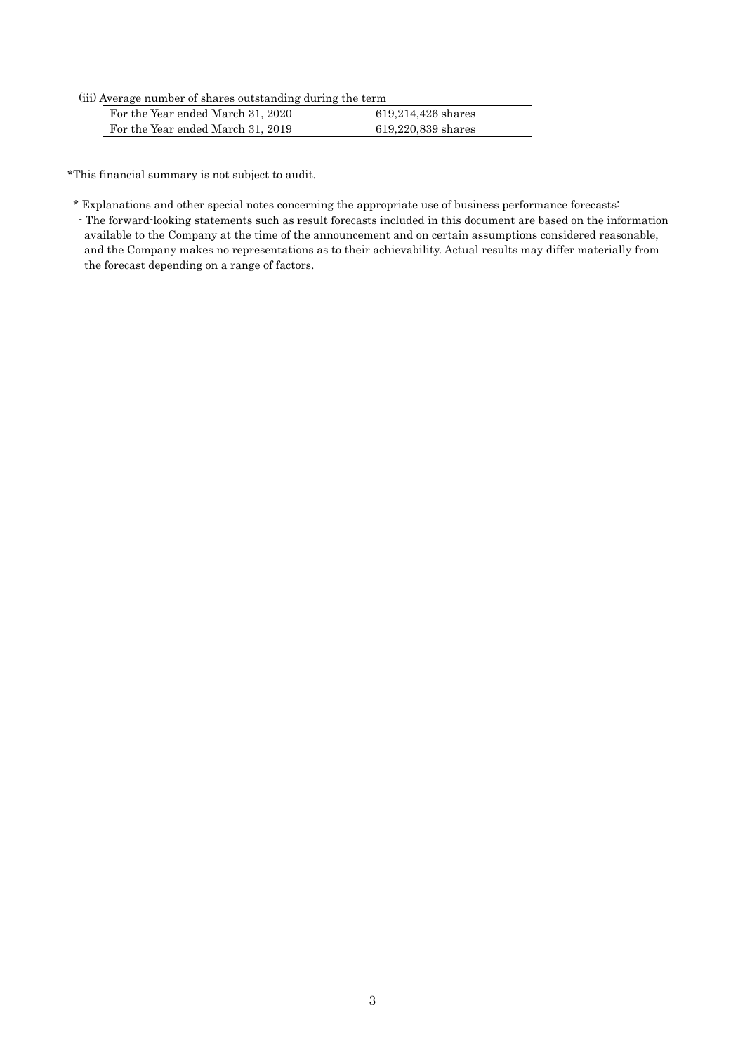(iii) Average number of shares outstanding during the term

| | |
|---|---|
| For the Year ended March 31, 2020 | 619,214,426 shares |
| For the Year ended March 31, 2019 | 619,220,839 shares |

*This financial summary is not subject to audit.

* Explanations and other special notes concerning the appropriate use of business performance forecasts:
- The forward-looking statements such as result forecasts included in this document are based on the information available to the Company at the time of the announcement and on certain assumptions considered reasonable, and the Company makes no representations as to their achievability. Actual results may differ materially from the forecast depending on a range of factors.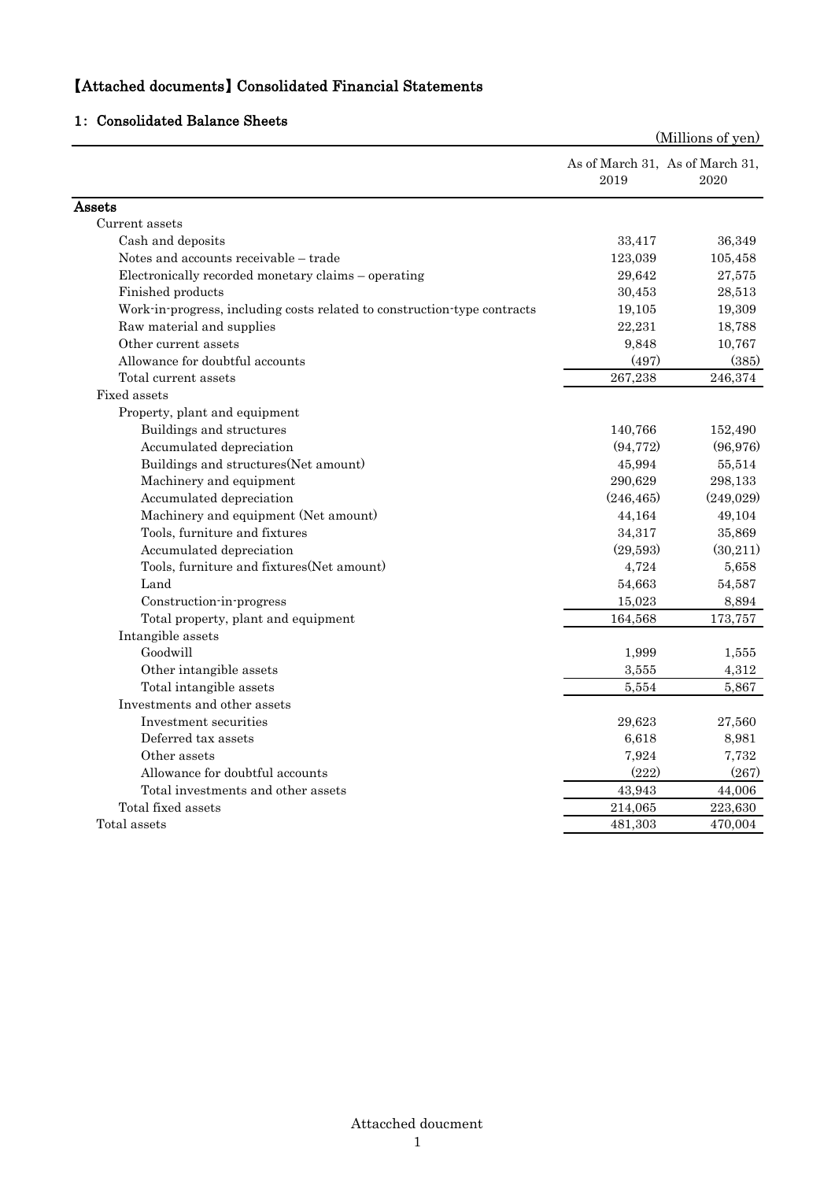# 【Attached documents】Consolidated Financial Statements

## 1: Consolidated Balance Sheets

(Millions of yen)

| | As of March 31, 2019 | As of March 31, 2020 |
|---|---|---|
| **Assets** | | |
| Current assets | | |
| Cash and deposits | 33,417 | 36,349 |
| Notes and accounts receivable – trade | 123,039 | 105,458 |
| Electronically recorded monetary claims – operating | 29,642 | 27,575 |
| Finished products | 30,453 | 28,513 |
| Work-in-progress, including costs related to construction-type contracts | 19,105 | 19,309 |
| Raw material and supplies | 22,231 | 18,788 |
| Other current assets | 9,848 | 10,767 |
| Allowance for doubtful accounts | (497) | (385) |
| Total current assets | 267,238 | 246,374 |
| Fixed assets | | |
| Property, plant and equipment | | |
| Buildings and structures | 140,766 | 152,490 |
| Accumulated depreciation | (94,772) | (96,976) |
| Buildings and structures(Net amount) | 45,994 | 55,514 |
| Machinery and equipment | 290,629 | 298,133 |
| Accumulated depreciation | (246,465) | (249,029) |
| Machinery and equipment (Net amount) | 44,164 | 49,104 |
| Tools, furniture and fixtures | 34,317 | 35,869 |
| Accumulated depreciation | (29,593) | (30,211) |
| Tools, furniture and fixtures(Net amount) | 4,724 | 5,658 |
| Land | 54,663 | 54,587 |
| Construction-in-progress | 15,023 | 8,894 |
| Total property, plant and equipment | 164,568 | 173,757 |
| Intangible assets | | |
| Goodwill | 1,999 | 1,555 |
| Other intangible assets | 3,555 | 4,312 |
| Total intangible assets | 5,554 | 5,867 |
| Investments and other assets | | |
| Investment securities | 29,623 | 27,560 |
| Deferred tax assets | 6,618 | 8,981 |
| Other assets | 7,924 | 7,732 |
| Allowance for doubtful accounts | (222) | (267) |
| Total investments and other assets | 43,943 | 44,006 |
| Total fixed assets | 214,065 | 223,630 |
| Total assets | 481,303 | 470,004 |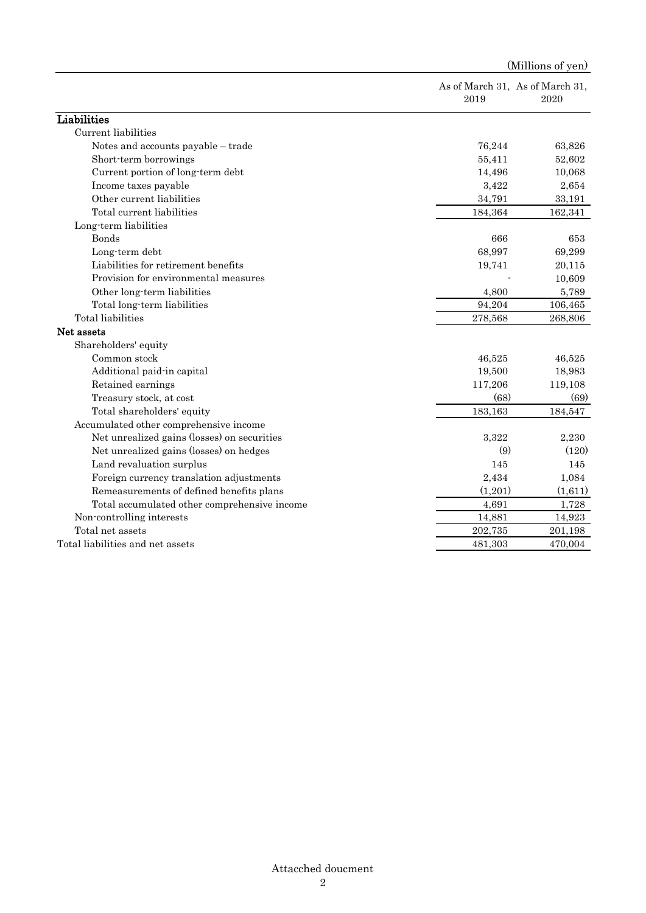(Millions of yen)

| | As of March 31, 2019 | As of March 31, 2020 |
|---|---|---|
| **Liabilities** | | |
| Current liabilities | | |
| Notes and accounts payable – trade | 76,244 | 63,826 |
| Short-term borrowings | 55,411 | 52,602 |
| Current portion of long-term debt | 14,496 | 10,068 |
| Income taxes payable | 3,422 | 2,654 |
| Other current liabilities | 34,791 | 33,191 |
| Total current liabilities | 184,364 | 162,341 |
| Long-term liabilities | | |
| Bonds | 666 | 653 |
| Long-term debt | 68,997 | 69,299 |
| Liabilities for retirement benefits | 19,741 | 20,115 |
| Provision for environmental measures | - | 10,609 |
| Other long-term liabilities | 4,800 | 5,789 |
| Total long-term liabilities | 94,204 | 106,465 |
| Total liabilities | 278,568 | 268,806 |
| **Net assets** | | |
| Shareholders' equity | | |
| Common stock | 46,525 | 46,525 |
| Additional paid-in capital | 19,500 | 18,983 |
| Retained earnings | 117,206 | 119,108 |
| Treasury stock, at cost | (68) | (69) |
| Total shareholders' equity | 183,163 | 184,547 |
| Accumulated other comprehensive income | | |
| Net unrealized gains (losses) on securities | 3,322 | 2,230 |
| Net unrealized gains (losses) on hedges | (9) | (120) |
| Land revaluation surplus | 145 | 145 |
| Foreign currency translation adjustments | 2,434 | 1,084 |
| Remeasurements of defined benefits plans | (1,201) | (1,611) |
| Total accumulated other comprehensive income | 4,691 | 1,728 |
| Non-controlling interests | 14,881 | 14,923 |
| Total net assets | 202,735 | 201,198 |
| Total liabilities and net assets | 481,303 | 470,004 |

Attacched doucment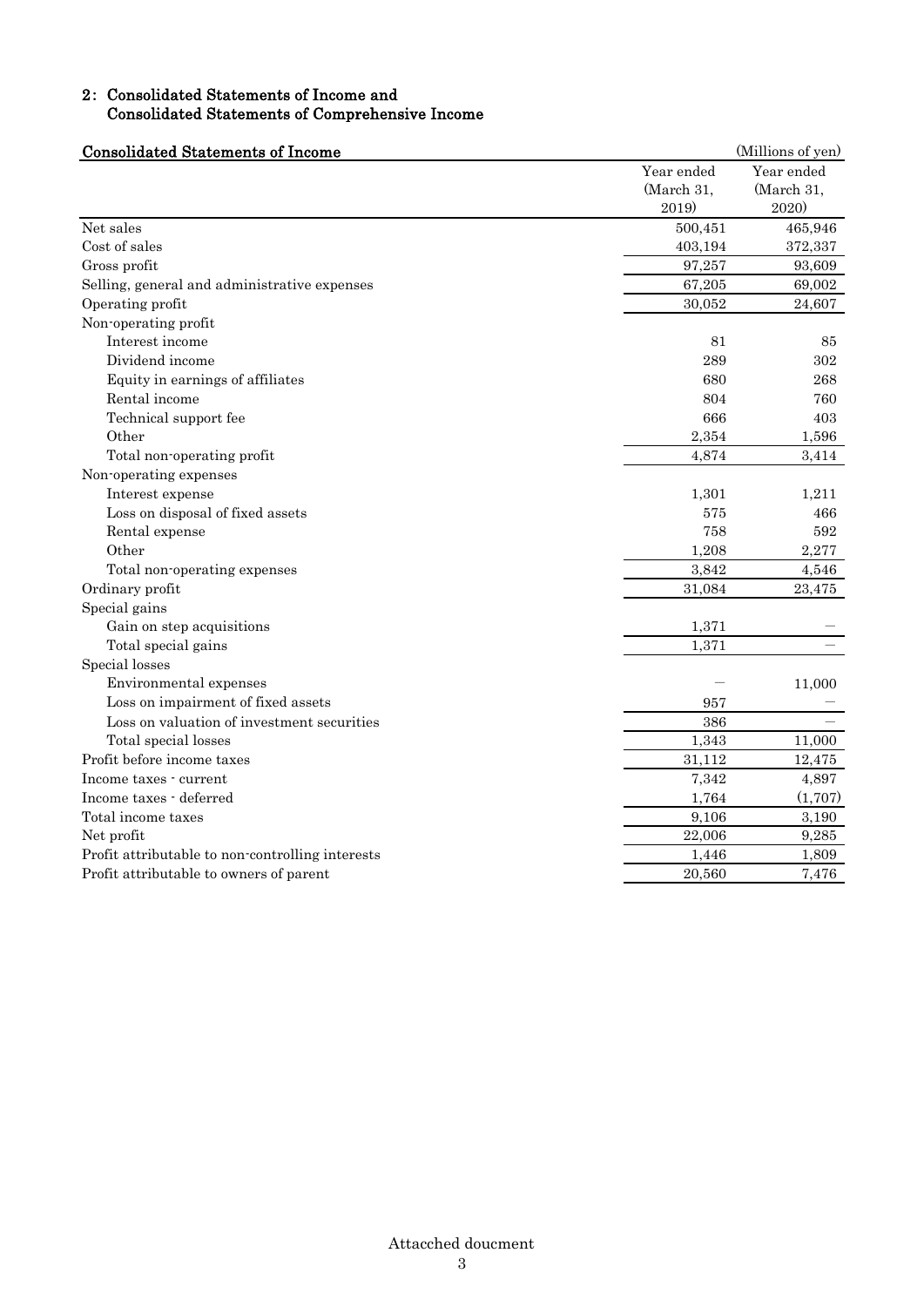## 2: Consolidated Statements of Income and Consolidated Statements of Comprehensive Income

### Consolidated Statements of Income

(Millions of yen)

| | Year ended (March 31, 2019) | Year ended (March 31, 2020) |
|---|---|---|
| Net sales | 500,451 | 465,946 |
| Cost of sales | 403,194 | 372,337 |
| Gross profit | 97,257 | 93,609 |
| Selling, general and administrative expenses | 67,205 | 69,002 |
| Operating profit | 30,052 | 24,607 |
| Non-operating profit | | |
| Interest income | 81 | 85 |
| Dividend income | 289 | 302 |
| Equity in earnings of affiliates | 680 | 268 |
| Rental income | 804 | 760 |
| Technical support fee | 666 | 403 |
| Other | 2,354 | 1,596 |
| Total non-operating profit | 4,874 | 3,414 |
| Non-operating expenses | | |
| Interest expense | 1,301 | 1,211 |
| Loss on disposal of fixed assets | 575 | 466 |
| Rental expense | 758 | 592 |
| Other | 1,208 | 2,277 |
| Total non-operating expenses | 3,842 | 4,546 |
| Ordinary profit | 31,084 | 23,475 |
| Special gains | | |
| Gain on step acquisitions | 1,371 | — |
| Total special gains | 1,371 | — |
| Special losses | | |
| Environmental expenses | — | 11,000 |
| Loss on impairment of fixed assets | 957 | — |
| Loss on valuation of investment securities | 386 | — |
| Total special losses | 1,343 | 11,000 |
| Profit before income taxes | 31,112 | 12,475 |
| Income taxes - current | 7,342 | 4,897 |
| Income taxes - deferred | 1,764 | (1,707) |
| Total income taxes | 9,106 | 3,190 |
| Net profit | 22,006 | 9,285 |
| Profit attributable to non-controlling interests | 1,446 | 1,809 |
| Profit attributable to owners of parent | 20,560 | 7,476 |

Attacched doucment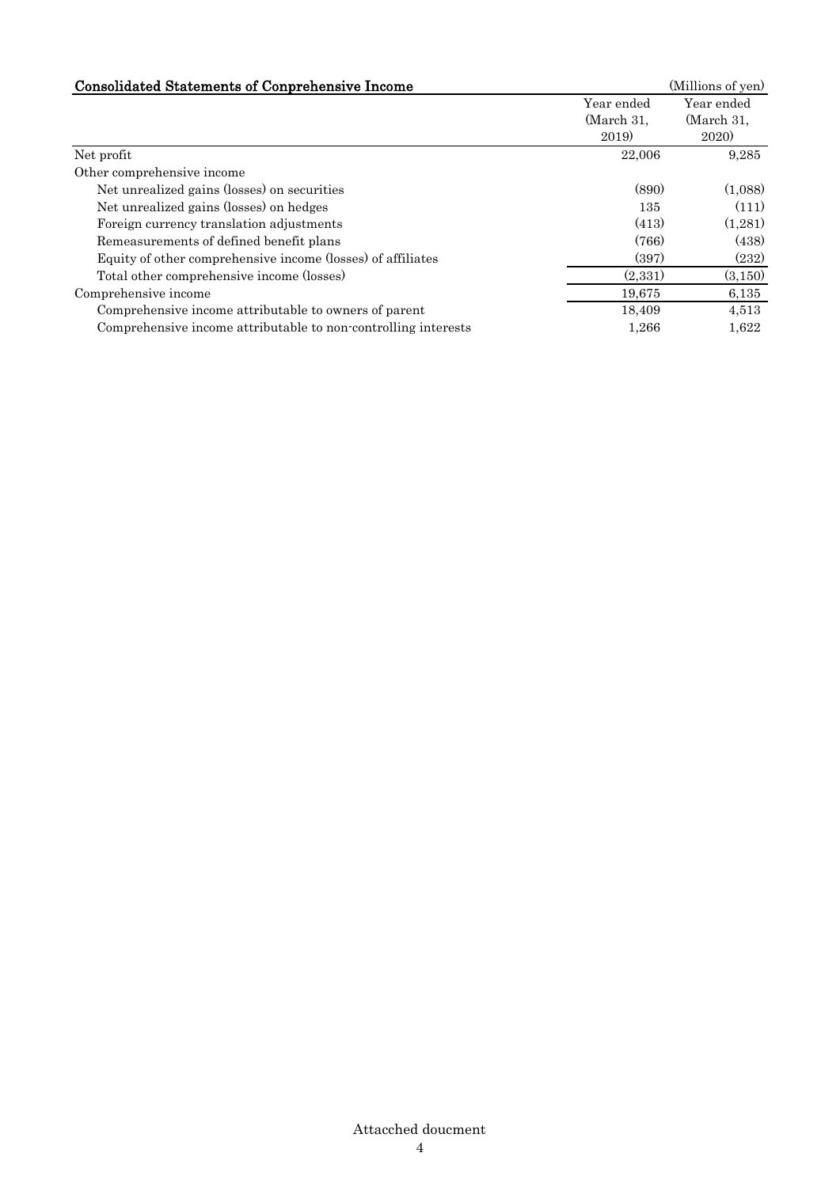## Consolidated Statements of Conprehensive Income

(Millions of yen)

| | Year ended (March 31, 2019) | Year ended (March 31, 2020) |
|---|---|---|
| Net profit | 22,006 | 9,285 |
| Other comprehensive income | | |
| Net unrealized gains (losses) on securities | (890) | (1,088) |
| Net unrealized gains (losses) on hedges | 135 | (111) |
| Foreign currency translation adjustments | (413) | (1,281) |
| Remeasurements of defined benefit plans | (766) | (438) |
| Equity of other comprehensive income (losses) of affiliates | (397) | (232) |
| Total other comprehensive income (losses) | (2,331) | (3,150) |
| Comprehensive income | 19,675 | 6,135 |
| Comprehensive income attributable to owners of parent | 18,409 | 4,513 |
| Comprehensive income attributable to non-controlling interests | 1,266 | 1,622 |

Attacched doucment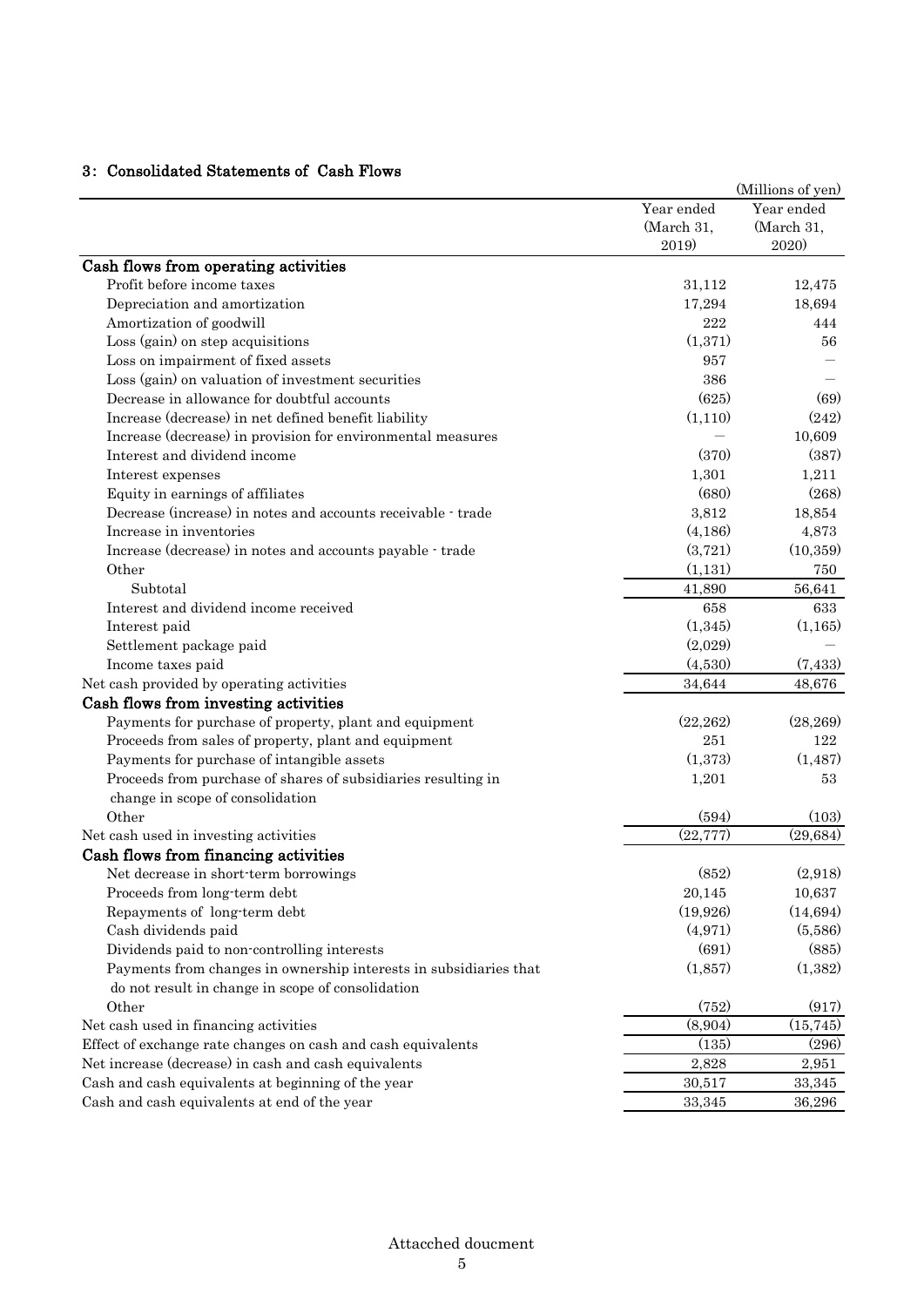## 3: Consolidated Statements of Cash Flows

(Millions of yen)

| | Year ended (March 31, 2019) | Year ended (March 31, 2020) |
|---|---|---|
| **Cash flows from operating activities** | | |
| Profit before income taxes | 31,112 | 12,475 |
| Depreciation and amortization | 17,294 | 18,694 |
| Amortization of goodwill | 222 | 444 |
| Loss (gain) on step acquisitions | (1,371) | 56 |
| Loss on impairment of fixed assets | 957 | — |
| Loss (gain) on valuation of investment securities | 386 | — |
| Decrease in allowance for doubtful accounts | (625) | (69) |
| Increase (decrease) in net defined benefit liability | (1,110) | (242) |
| Increase (decrease) in provision for environmental measures | — | 10,609 |
| Interest and dividend income | (370) | (387) |
| Interest expenses | 1,301 | 1,211 |
| Equity in earnings of affiliates | (680) | (268) |
| Decrease (increase) in notes and accounts receivable - trade | 3,812 | 18,854 |
| Increase in inventories | (4,186) | 4,873 |
| Increase (decrease) in notes and accounts payable - trade | (3,721) | (10,359) |
| Other | (1,131) | 750 |
| Subtotal | 41,890 | 56,641 |
| Interest and dividend income received | 658 | 633 |
| Interest paid | (1,345) | (1,165) |
| Settlement package paid | (2,029) | — |
| Income taxes paid | (4,530) | (7,433) |
| Net cash provided by operating activities | 34,644 | 48,676 |
| **Cash flows from investing activities** | | |
| Payments for purchase of property, plant and equipment | (22,262) | (28,269) |
| Proceeds from sales of property, plant and equipment | 251 | 122 |
| Payments for purchase of intangible assets | (1,373) | (1,487) |
| Proceeds from purchase of shares of subsidiaries resulting in change in scope of consolidation | 1,201 | 53 |
| Other | (594) | (103) |
| Net cash used in investing activities | (22,777) | (29,684) |
| **Cash flows from financing activities** | | |
| Net decrease in short-term borrowings | (852) | (2,918) |
| Proceeds from long-term debt | 20,145 | 10,637 |
| Repayments of long-term debt | (19,926) | (14,694) |
| Cash dividends paid | (4,971) | (5,586) |
| Dividends paid to non-controlling interests | (691) | (885) |
| Payments from changes in ownership interests in subsidiaries that do not result in change in scope of consolidation | (1,857) | (1,382) |
| Other | (752) | (917) |
| Net cash used in financing activities | (8,904) | (15,745) |
| Effect of exchange rate changes on cash and cash equivalents | (135) | (296) |
| Net increase (decrease) in cash and cash equivalents | 2,828 | 2,951 |
| Cash and cash equivalents at beginning of the year | 30,517 | 33,345 |
| Cash and cash equivalents at end of the year | 33,345 | 36,296 |

Attacched doucment